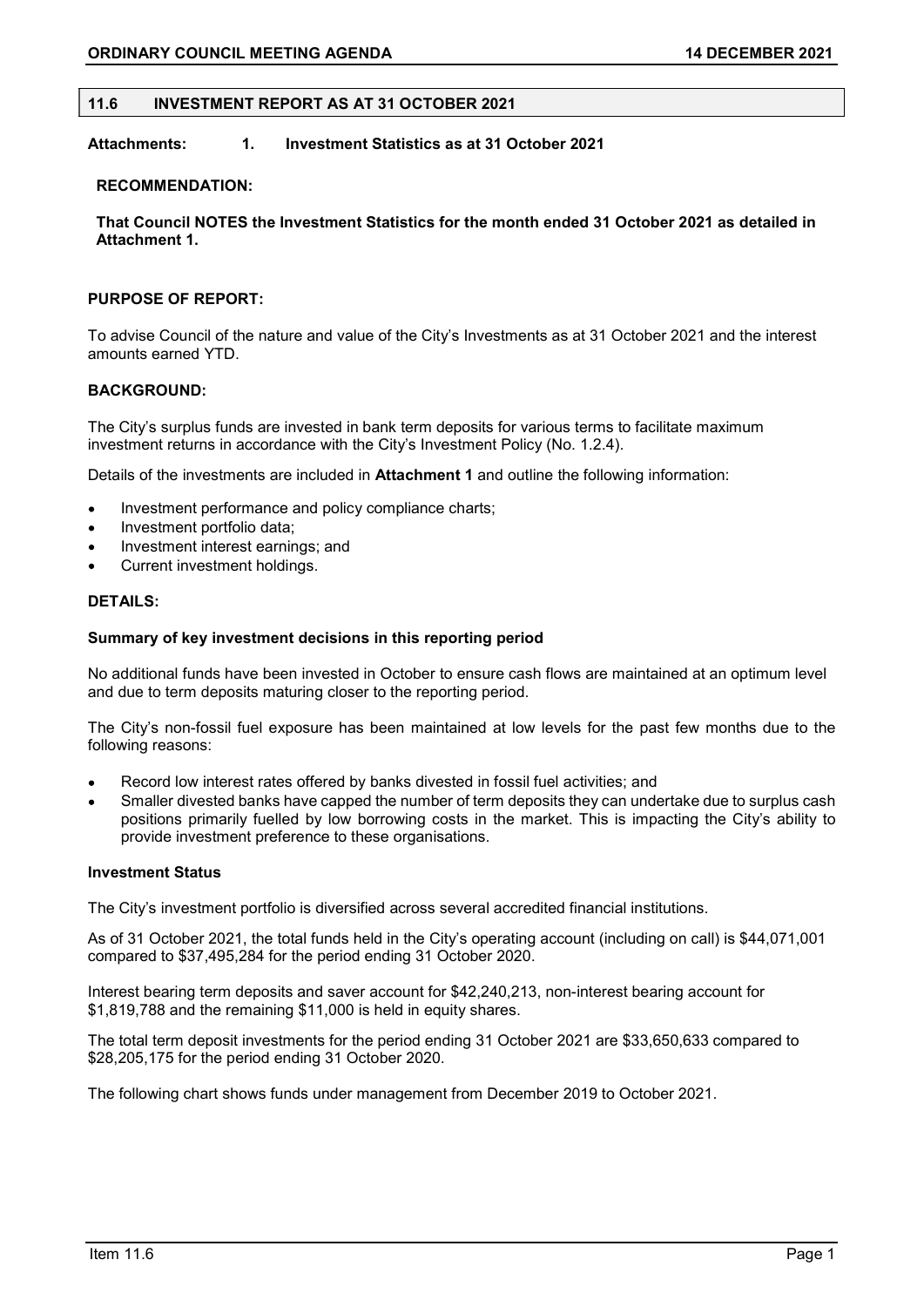## 11.6 INVESTMENT REPORT AS AT 31 OCTOBER 2021

**Attachments: 1. Investment Statistics as at 31 October 2021**

**RECOMMENDATION:**

**That Council NOTES the Investment Statistics for the month ended 31 October 2021 as detailed in Attachment 1.**

**PURPOSE OF REPORT:**

To advise Council of the nature and value of the City's Investments as at 31 October 2021 and the interest amounts earned YTD.

**BACKGROUND:**

The City's surplus funds are invested in bank term deposits for various terms to facilitate maximum investment returns in accordance with the City's Investment Policy (No. 1.2.4).

Details of the investments are included in **Attachment 1** and outline the following information:

- Investment performance and policy compliance charts;
- Investment portfolio data;
- Investment interest earnings; and
- Current investment holdings.

**DETAILS:**

**Summary of key investment decisions in this reporting period**

No additional funds have been invested in October to ensure cash flows are maintained at an optimum level and due to term deposits maturing closer to the reporting period.

The City's non-fossil fuel exposure has been maintained at low levels for the past few months due to the following reasons:

- Record low interest rates offered by banks divested in fossil fuel activities; and
- Smaller divested banks have capped the number of term deposits they can undertake due to surplus cash positions primarily fuelled by low borrowing costs in the market. This is impacting the City's ability to provide investment preference to these organisations.

**Investment Status**

The City's investment portfolio is diversified across several accredited financial institutions.

As of 31 October 2021, the total funds held in the City's operating account (including on call) is $44,071,001 compared to $37,495,284 for the period ending 31 October 2020.

Interest bearing term deposits and saver account for $42,240,213, non-interest bearing account for $1,819,788 and the remaining $11,000 is held in equity shares.

The total term deposit investments for the period ending 31 October 2021 are $33,650,633 compared to $28,205,175 for the period ending 31 October 2020.

The following chart shows funds under management from December 2019 to October 2021.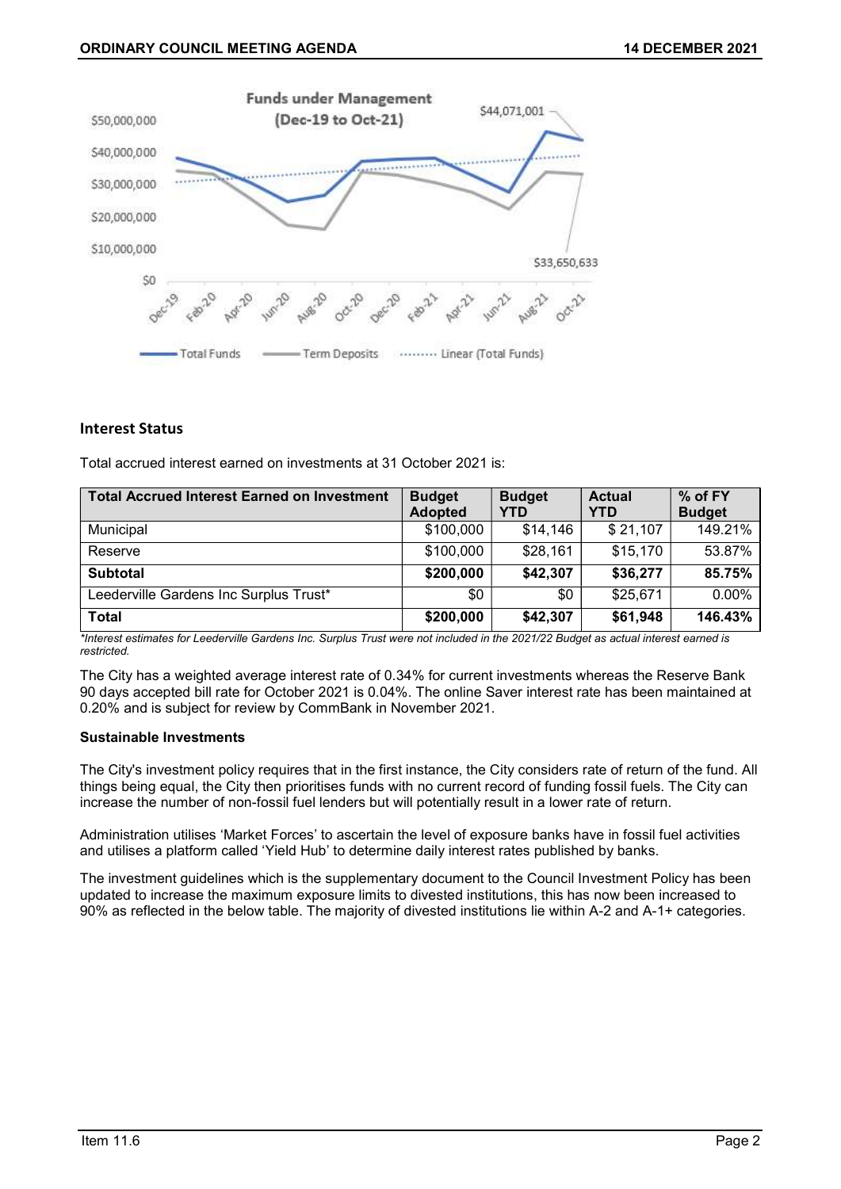**Funds under Management (Dec-19 to Oct-21)**

## Interest Status

Total accrued interest earned on investments at 31 October 2021 is:

| Total Accrued Interest Earned on Investment | Budget Adopted | Budget YTD | Actual YTD | % of FY Budget |
|---|---|---|---|---|
| Municipal | $100,000 | $14,146 | $ 21,107 | 149.21% |
| Reserve | $100,000 | $28,161 | $15,170 | 53.87% |
| **Subtotal** | **$200,000** | **$42,307** | **$36,277** | **85.75%** |
| Leederville Gardens Inc Surplus Trust* | $0 | $0 | $25,671 | 0.00% |
| **Total** | **$200,000** | **$42,307** | **$61,948** | **146.43%** |

*\*Interest estimates for Leederville Gardens Inc. Surplus Trust were not included in the 2021/22 Budget as actual interest earned is restricted.*

The City has a weighted average interest rate of 0.34% for current investments whereas the Reserve Bank 90 days accepted bill rate for October 2021 is 0.04%. The online Saver interest rate has been maintained at 0.20% and is subject for review by CommBank in November 2021.

**Sustainable Investments**

The City's investment policy requires that in the first instance, the City considers rate of return of the fund. All things being equal, the City then prioritises funds with no current record of funding fossil fuels. The City can increase the number of non-fossil fuel lenders but will potentially result in a lower rate of return.

Administration utilises 'Market Forces' to ascertain the level of exposure banks have in fossil fuel activities and utilises a platform called 'Yield Hub' to determine daily interest rates published by banks.

The investment guidelines which is the supplementary document to the Council Investment Policy has been updated to increase the maximum exposure limits to divested institutions, this has now been increased to 90% as reflected in the below table. The majority of divested institutions lie within A-2 and A-1+ categories.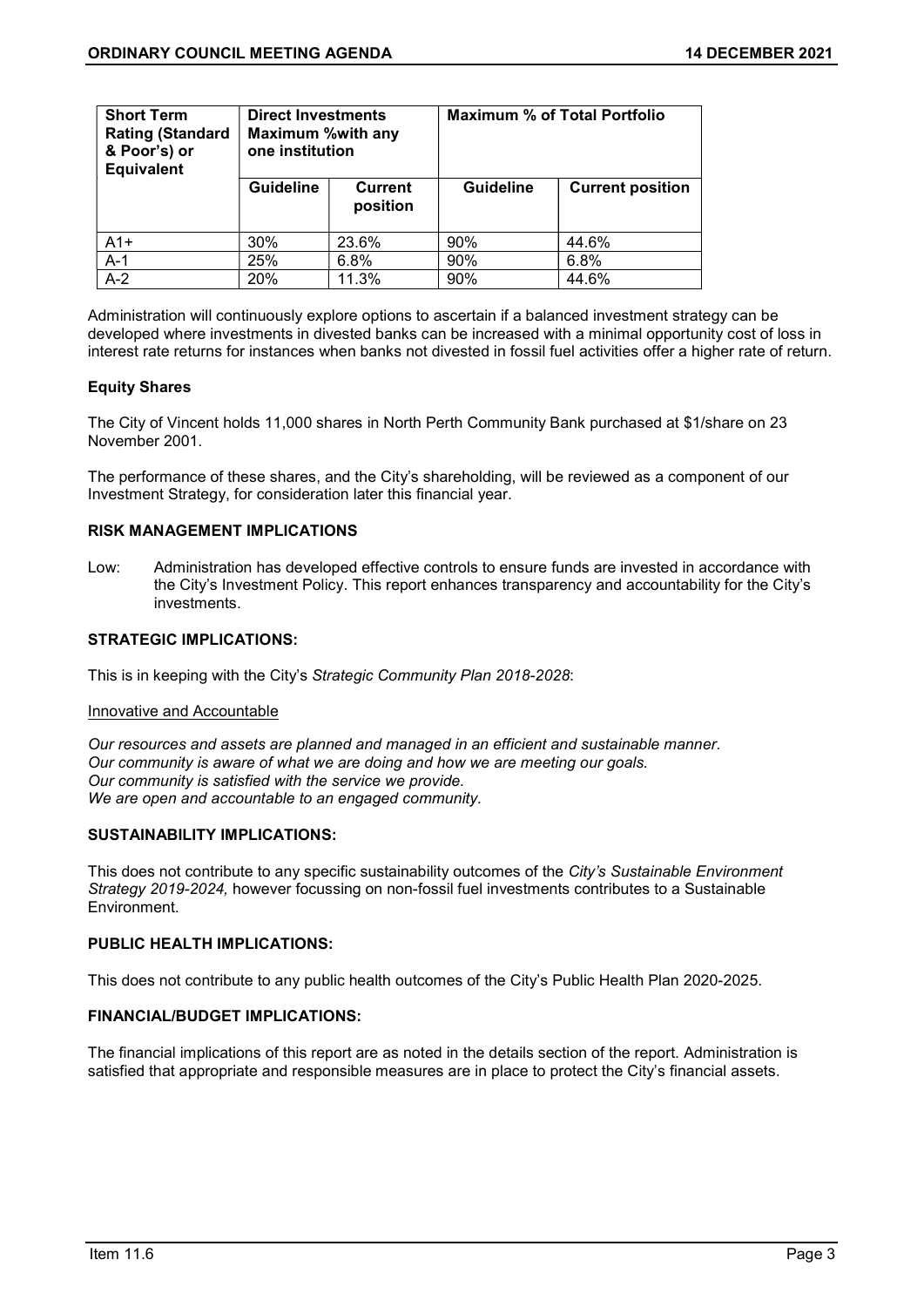| Short Term Rating (Standard & Poor's) or Equivalent | Direct Investments Maximum %with any one institution | | Maximum % of Total Portfolio | |
|---|---|---|---|---|
| | Guideline | Current position | Guideline | Current position |
| A1+ | 30% | 23.6% | 90% | 44.6% |
| A-1 | 25% | 6.8% | 90% | 6.8% |
| A-2 | 20% | 11.3% | 90% | 44.6% |

Administration will continuously explore options to ascertain if a balanced investment strategy can be developed where investments in divested banks can be increased with a minimal opportunity cost of loss in interest rate returns for instances when banks not divested in fossil fuel activities offer a higher rate of return.

**Equity Shares**

The City of Vincent holds 11,000 shares in North Perth Community Bank purchased at $1/share on 23 November 2001.

The performance of these shares, and the City's shareholding, will be reviewed as a component of our Investment Strategy, for consideration later this financial year.

## RISK MANAGEMENT IMPLICATIONS

Low: Administration has developed effective controls to ensure funds are invested in accordance with the City's Investment Policy. This report enhances transparency and accountability for the City's investments.

## STRATEGIC IMPLICATIONS:

This is in keeping with the City's *Strategic Community Plan 2018-2028*:

Innovative and Accountable

*Our resources and assets are planned and managed in an efficient and sustainable manner.*
*Our community is aware of what we are doing and how we are meeting our goals.*
*Our community is satisfied with the service we provide.*
*We are open and accountable to an engaged community.*

## SUSTAINABILITY IMPLICATIONS:

This does not contribute to any specific sustainability outcomes of the *City's Sustainable Environment Strategy 2019-2024,* however focussing on non-fossil fuel investments contributes to a Sustainable Environment.

## PUBLIC HEALTH IMPLICATIONS:

This does not contribute to any public health outcomes of the City's Public Health Plan 2020-2025.

## FINANCIAL/BUDGET IMPLICATIONS:

The financial implications of this report are as noted in the details section of the report. Administration is satisfied that appropriate and responsible measures are in place to protect the City's financial assets.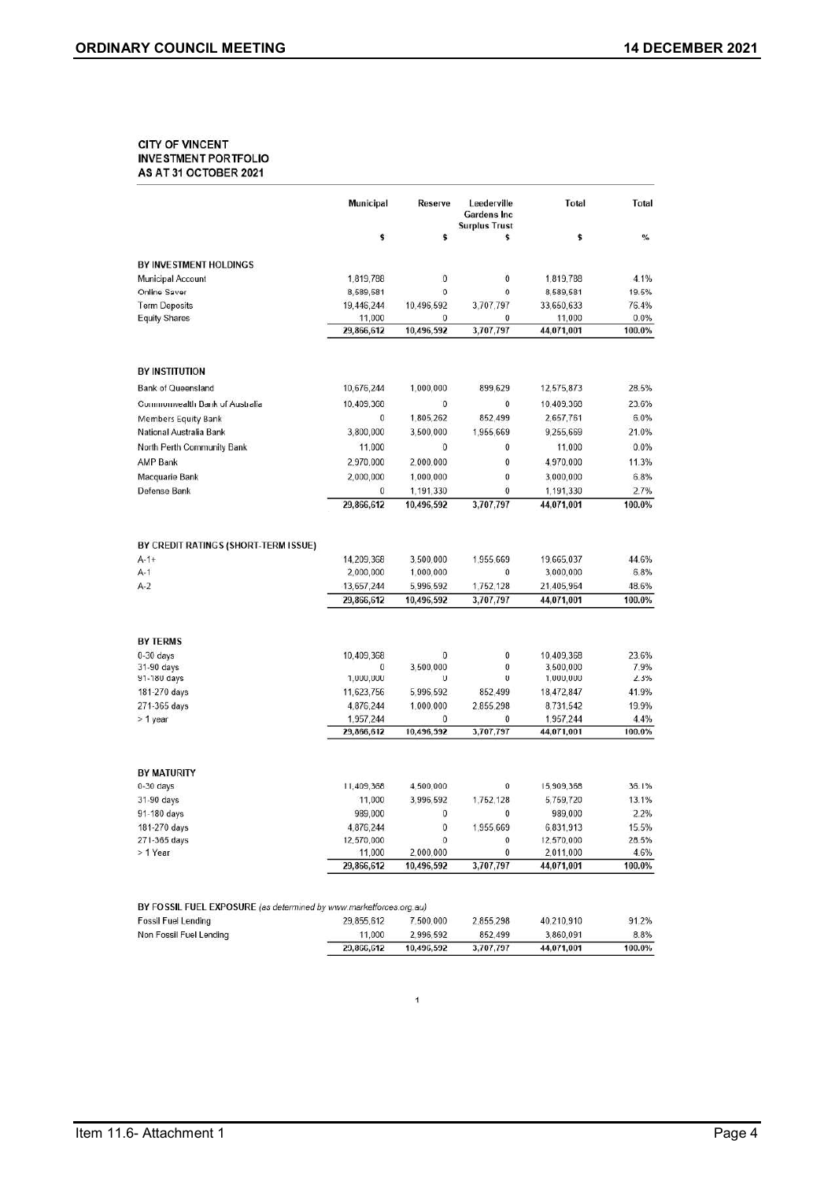**CITY OF VINCENT**
**INVESTMENT PORTFOLIO**
**AS AT 31 OCTOBER 2021**

| | Municipal | Reserve | Leederville Gardens Inc Surplus Trust | Total | Total |
|---|---|---|---|---|---|
| | $ | $ | $ | $ | % |
| **BY INVESTMENT HOLDINGS** | | | | | |
| Municipal Account | 1,819,788 | 0 | 0 | 1,819,788 | 4.1% |
| Online Saver | 8,589,581 | 0 | 0 | 8,589,581 | 19.5% |
| Term Deposits | 19,446,244 | 10,496,592 | 3,707,797 | 33,650,633 | 76.4% |
| Equity Shares | 11,000 | 0 | 0 | 11,000 | 0.0% |
| | 29,866,612 | 10,496,592 | 3,707,797 | 44,071,001 | 100.0% |
| **BY INSTITUTION** | | | | | |
| Bank of Queensland | 10,676,244 | 1,000,000 | 899,629 | 12,575,873 | 28.5% |
| Commonwealth Bank of Australia | 10,409,368 | 0 | 0 | 10,409,368 | 23.6% |
| Members Equity Bank | 0 | 1,805,262 | 852,499 | 2,657,761 | 6.0% |
| National Australia Bank | 3,800,000 | 3,500,000 | 1,955,669 | 9,255,669 | 21.0% |
| North Perth Community Bank | 11,000 | 0 | 0 | 11,000 | 0.0% |
| AMP Bank | 2,970,000 | 2,000,000 | 0 | 4,970,000 | 11.3% |
| Macquarie Bank | 2,000,000 | 1,000,000 | 0 | 3,000,000 | 6.8% |
| Defense Bank | 0 | 1,191,330 | 0 | 1,191,330 | 2.7% |
| | 29,866,612 | 10,496,592 | 3,707,797 | 44,071,001 | 100.0% |
| **BY CREDIT RATINGS (SHORT-TERM ISSUE)** | | | | | |
| A-1+ | 14,209,368 | 3,500,000 | 1,955,669 | 19,665,037 | 44.6% |
| A-1 | 2,000,000 | 1,000,000 | 0 | 3,000,000 | 6.8% |
| A-2 | 13,657,244 | 5,996,592 | 1,752,128 | 21,405,964 | 48.6% |
| | 29,866,612 | 10,496,592 | 3,707,797 | 44,071,001 | 100.0% |
| **BY TERMS** | | | | | |
| 0-30 days | 10,409,368 | 0 | 0 | 10,409,368 | 23.6% |
| 31-90 days | 0 | 3,500,000 | 0 | 3,500,000 | 7.9% |
| 91-180 days | 1,000,000 | 0 | 0 | 1,000,000 | 2.3% |
| 181-270 days | 11,623,756 | 5,996,592 | 852,499 | 18,472,847 | 41.9% |
| 271-365 days | 4,876,244 | 1,000,000 | 2,855,298 | 8,731,542 | 19.9% |
| > 1 year | 1,957,244 | 0 | 0 | 1,957,244 | 4.4% |
| | 29,866,612 | 10,496,592 | 3,707,797 | 44,071,001 | 100.0% |
| **BY MATURITY** | | | | | |
| 0-30 days | 11,409,368 | 4,500,000 | 0 | 15,909,368 | 36.1% |
| 31-90 days | 11,000 | 3,996,592 | 1,752,128 | 5,759,720 | 13.1% |
| 91-180 days | 989,000 | 0 | 0 | 989,000 | 2.2% |
| 181-270 days | 4,876,244 | 0 | 1,955,669 | 6,831,913 | 15.5% |
| 271-365 days | 12,570,000 | 0 | 0 | 12,570,000 | 28.5% |
| > 1 Year | 11,000 | 2,000,000 | 0 | 2,011,000 | 4.6% |
| | 29,866,612 | 10,496,592 | 3,707,797 | 44,071,001 | 100.0% |
| **BY FOSSIL FUEL EXPOSURE** *(as determined by www.marketforces.org.au)* | | | | | |
| Fossil Fuel Lending | 29,855,612 | 7,500,000 | 2,855,298 | 40,210,910 | 91.2% |
| Non Fossil Fuel Lending | 11,000 | 2,996,592 | 852,499 | 3,860,091 | 8.8% |
| | 29,866,612 | 10,496,592 | 3,707,797 | 44,071,001 | 100.0% |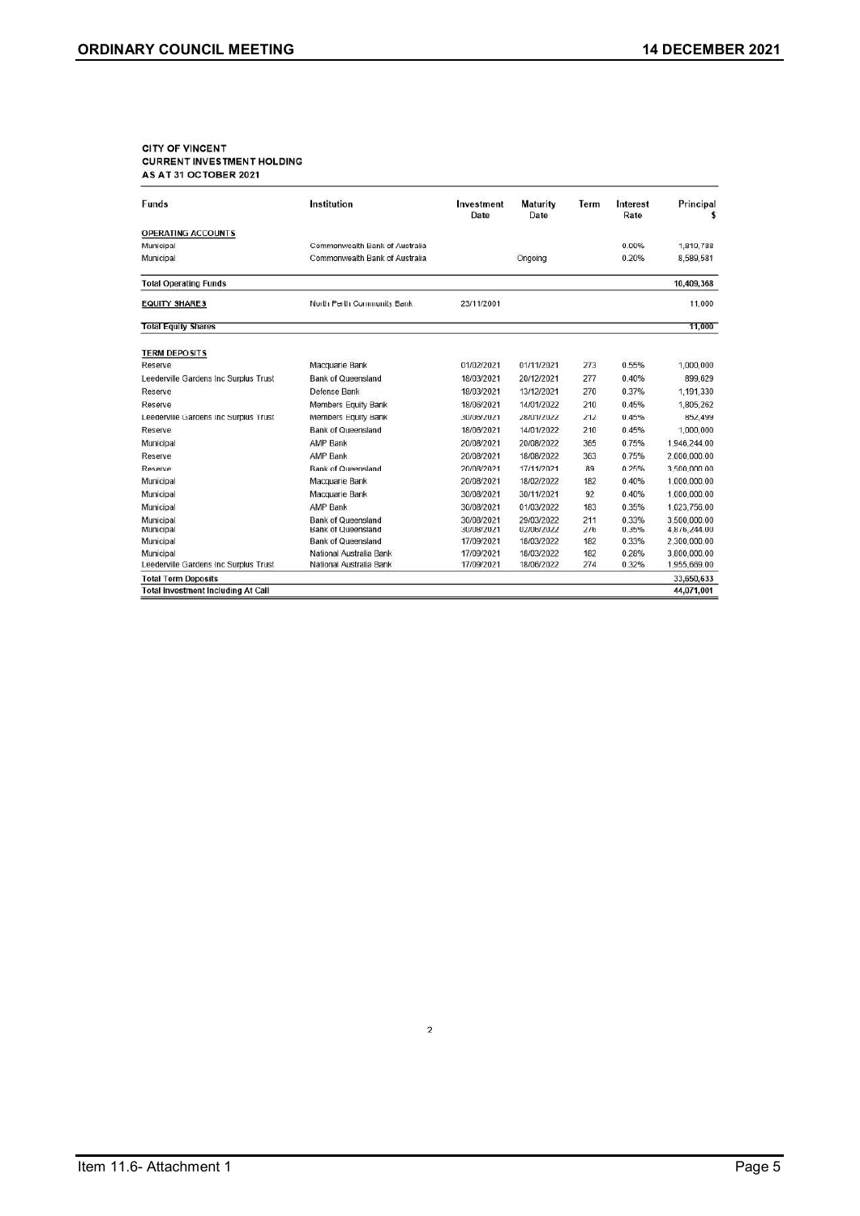**CITY OF VINCENT**
**CURRENT INVESTMENT HOLDING**
**AS AT 31 OCTOBER 2021**

| Funds | Institution | Investment Date | Maturity Date | Term | Interest Rate | Principal $ |
|---|---|---|---|---|---|---|
| **OPERATING ACCOUNTS** | | | | | | |
| Municipal | Commonwealth Bank of Australia | | | | 0.00% | 1,819,788 |
| Municipal | Commonwealth Bank of Australia | | Ongoing | | 0.20% | 8,589,581 |
| **Total Operating Funds** | | | | | | **10,409,368** |
| **EQUITY SHARES** | North Perth Community Bank | 23/11/2001 | | | | 11,000 |
| **Total Equity Shares** | | | | | | **11,000** |
| **TERM DEPOSITS** | | | | | | |
| Reserve | Macquarie Bank | 01/02/2021 | 01/11/2021 | 273 | 0.55% | 1,000,000 |
| Leederville Gardens Inc Surplus Trust | Bank of Queensland | 18/03/2021 | 20/12/2021 | 277 | 0.40% | 899,629 |
| Reserve | Defense Bank | 18/03/2021 | 13/12/2021 | 270 | 0.37% | 1,191,330 |
| Reserve | Members Equity Bank | 18/06/2021 | 14/01/2022 | 210 | 0.45% | 1,805,262 |
| Leederville Gardens Inc Surplus Trust | Members Equity Bank | 30/06/2021 | 28/01/2022 | 212 | 0.45% | 852,499 |
| Reserve | Bank of Queensland | 18/06/2021 | 14/01/2022 | 210 | 0.45% | 1,000,000 |
| Municipal | AMP Bank | 20/08/2021 | 20/08/2022 | 365 | 0.75% | 1,946,244.00 |
| Reserve | AMP Bank | 20/08/2021 | 18/08/2022 | 363 | 0.75% | 2,000,000.00 |
| Reserve | Bank of Queensland | 20/08/2021 | 17/11/2021 | 89 | 0.25% | 3,500,000.00 |
| Municipal | Macquarie Bank | 20/08/2021 | 18/02/2022 | 182 | 0.40% | 1,000,000.00 |
| Municipal | Macquarie Bank | 30/08/2021 | 30/11/2021 | 92 | 0.40% | 1,000,000.00 |
| Municipal | AMP Bank | 30/08/2021 | 01/03/2022 | 183 | 0.35% | 1,023,756.00 |
| Municipal | Bank of Queensland | 30/08/2021 | 29/03/2022 | 211 | 0.33% | 3,500,000.00 |
| Municipal | Bank of Queensland | 30/08/2021 | 02/06/2022 | 276 | 0.35% | 4,876,244.00 |
| Municipal | Bank of Queensland | 17/09/2021 | 18/03/2022 | 182 | 0.33% | 2,300,000.00 |
| Municipal | National Australia Bank | 17/09/2021 | 18/03/2022 | 182 | 0.28% | 3,800,000.00 |
| Leederville Gardens Inc Surplus Trust | National Australia Bank | 17/09/2021 | 18/06/2022 | 274 | 0.32% | 1,955,669.00 |
| **Total Term Deposits** | | | | | | **33,650,633** |
| **Total Investment Including At Call** | | | | | | **44,071,001** |

2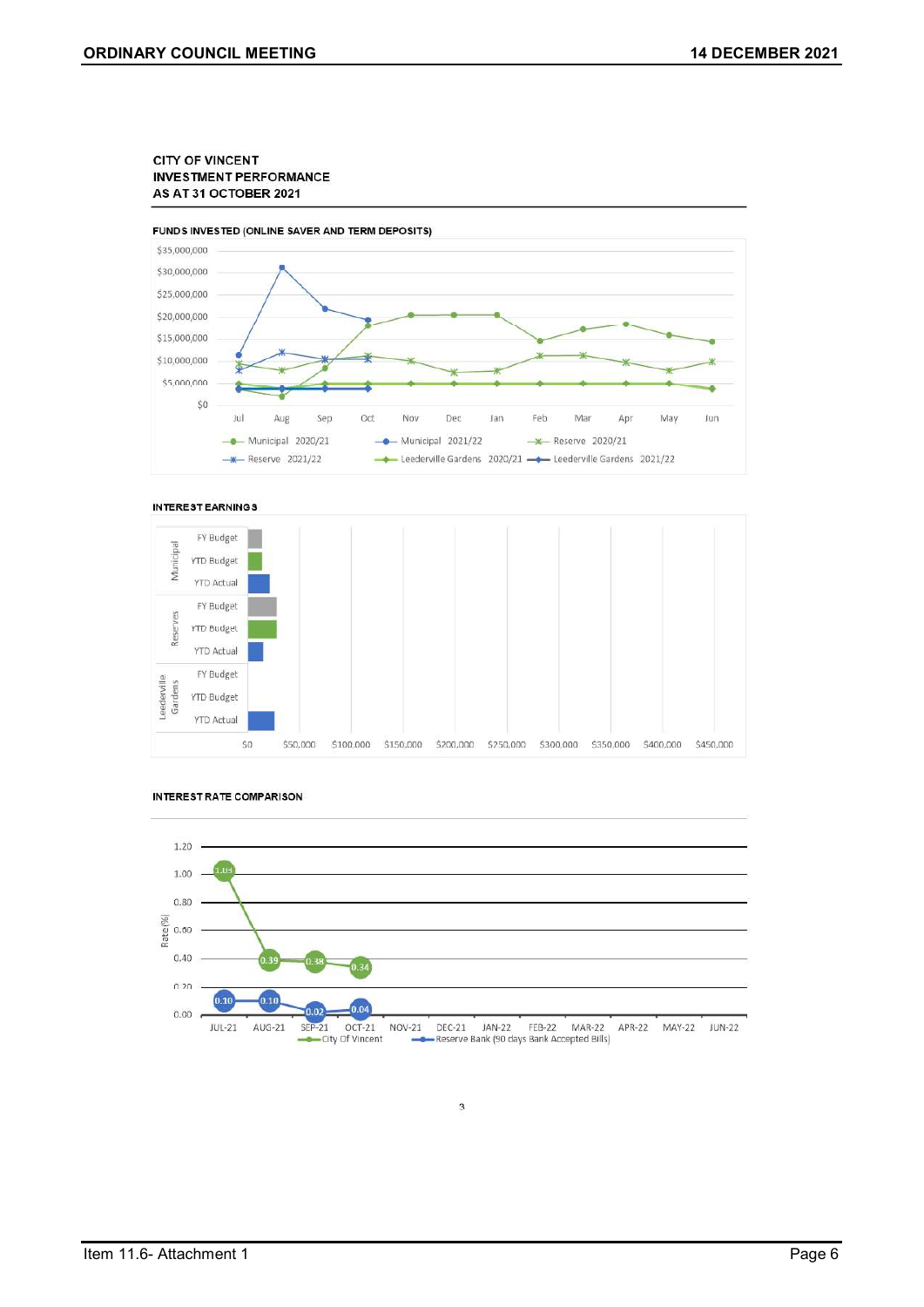CITY OF VINCENT
INVESTMENT PERFORMANCE
AS AT 31 OCTOBER 2021

FUNDS INVESTED (ONLINE SAVER AND TERM DEPOSITS)

$35,000,000
$30,000,000
$25,000,000
$20,000,000
$15,000,000
$10,000,000
$5,000,000
$0

Jul Aug Sep Oct Nov Dec Jan Feb Mar Apr May Jun

Municipal 2020/21 — Municipal 2021/22 — Reserve 2020/21 — Reserve 2021/22 — Leederville Gardens 2020/21 — Leederville Gardens 2021/22

INTEREST EARNINGS

Municipal: FY Budget, YTD Budget, YTD Actual
Reserves: FY Budget, YTD Budget, YTD Actual
Leederville Gardens: FY Budget, YTD Budget, YTD Actual

$0 $50,000 $100,000 $150,000 $200,000 $250,000 $300,000 $350,000 $400,000 $450,000

INTEREST RATE COMPARISON

Rate (%)

1.20
1.00
0.80
0.60
0.40
0.20
0.00

| | JUL-21 | AUG-21 | SEP-21 | OCT-21 | NOV-21 | DEC-21 | JAN-22 | FEB-22 | MAR-22 | APR-22 | MAY-22 | JUN-22 |
|---|---|---|---|---|---|---|---|---|---|---|---|---|
| City Of Vincent | 1.03 | 0.39 | 0.38 | 0.34 | | | | | | | | |
| Reserve Bank (90 days Bank Accepted Bills) | 0.10 | 0.10 | 0.02 | 0.04 | | | | | | | | |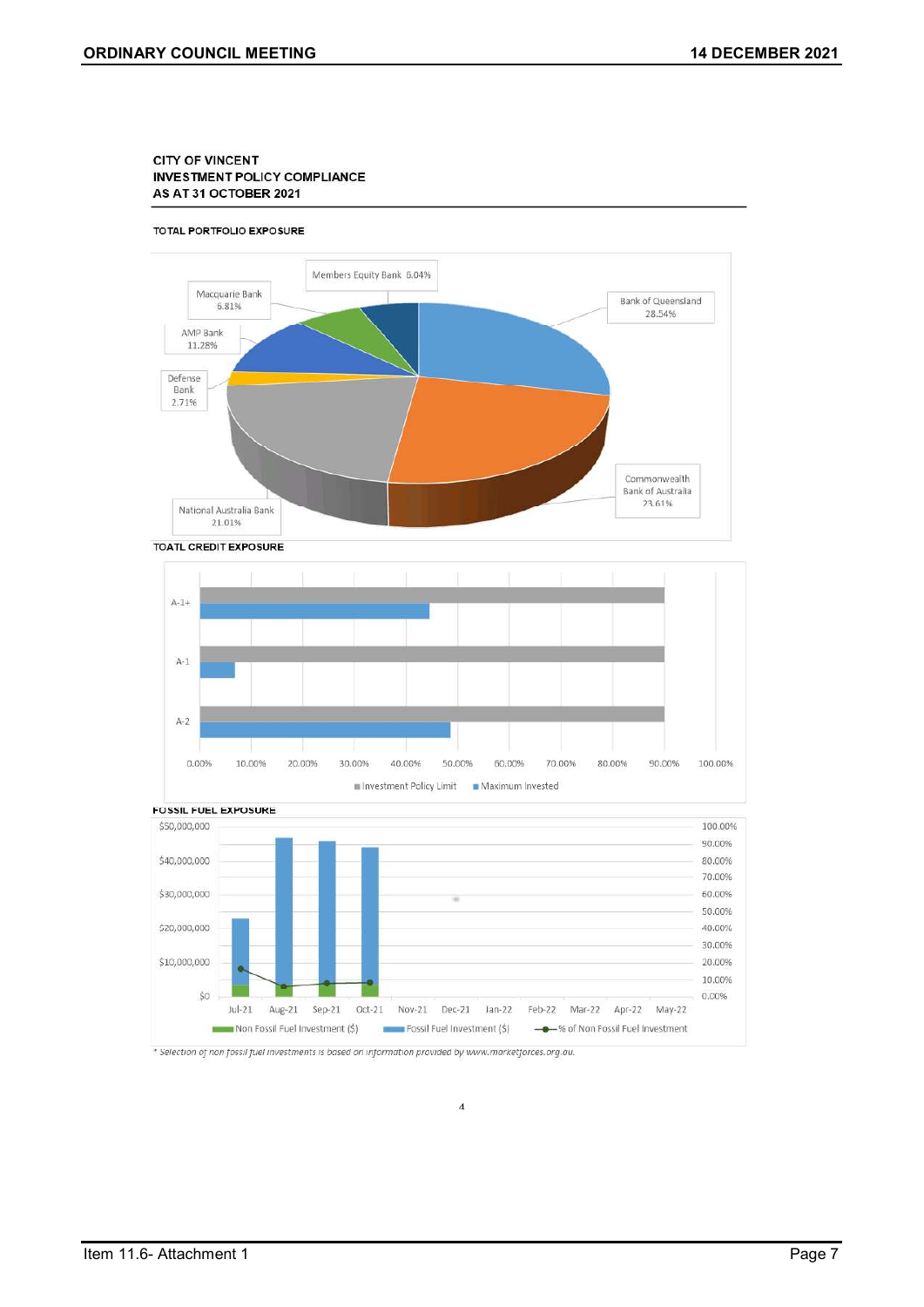**CITY OF VINCENT**
**INVESTMENT POLICY COMPLIANCE**
**AS AT 31 OCTOBER 2021**

**TOTAL PORTFOLIO EXPOSURE**

| Institution | Exposure |
|---|---|
| Bank of Queensland | 28.54% |
| Commonwealth Bank of Australia | 23.61% |
| National Australia Bank | 21.01% |
| Defense Bank | 2.71% |
| AMP Bank | 11.28% |
| Macquarie Bank | 6.81% |
| Members Equity Bank | 6.04% |

**TOATL CREDIT EXPOSURE**

Legend: Investment Policy Limit, Maximum Invested

Axis: 0.00%, 10.00%, 20.00%, 30.00%, 40.00%, 50.00%, 60.00%, 70.00%, 80.00%, 90.00%, 100.00%

Categories: A-1+, A-1, A-2

**FOSSIL FUEL EXPOSURE**

Left axis: $0, $10,000,000, $20,000,000, $30,000,000, $40,000,000, $50,000,000

Right axis: 0.00%, 10.00%, 20.00%, 30.00%, 40.00%, 50.00%, 60.00%, 70.00%, 80.00%, 90.00%, 100.00%

Months: Jul-21, Aug-21, Sep-21, Oct-21, Nov-21, Dec-21, Jan-22, Feb-22, Mar-22, Apr-22, May-22

Legend: Non Fossil Fuel Investment ($), Fossil Fuel Investment ($), % of Non Fossil Fuel Investment

*\* Selection of non fossil fuel investments is based on information provided by www.marketforces.org.au.*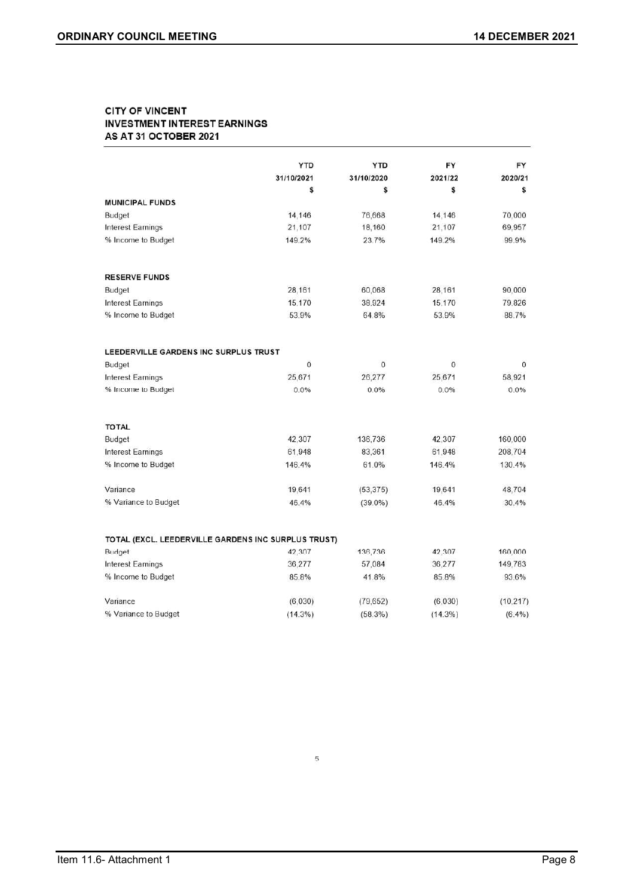**CITY OF VINCENT**
**INVESTMENT INTEREST EARNINGS**
**AS AT 31 OCTOBER 2021**

| | YTD 31/10/2021 $ | YTD 31/10/2020 $ | FY 2021/22 $ | FY 2020/21 $ |
|---|---|---|---|---|
| **MUNICIPAL FUNDS** | | | | |
| Budget | 14,146 | 76,668 | 14,146 | 70,000 |
| Interest Earnings | 21,107 | 18,160 | 21,107 | 69,957 |
| % Income to Budget | 149.2% | 23.7% | 149.2% | 99.9% |
| | | | | |
| **RESERVE FUNDS** | | | | |
| Budget | 28,161 | 60,068 | 28,161 | 90,000 |
| Interest Earnings | 15,170 | 38,924 | 15,170 | 79,826 |
| % Income to Budget | 53.9% | 64.8% | 53.9% | 88.7% |
| | | | | |
| **LEEDERVILLE GARDENS INC SURPLUS TRUST** | | | | |
| Budget | 0 | 0 | 0 | 0 |
| Interest Earnings | 25,671 | 26,277 | 25,671 | 58,921 |
| % Income to Budget | 0.0% | 0.0% | 0.0% | 0.0% |
| | | | | |
| **TOTAL** | | | | |
| Budget | 42,307 | 136,736 | 42,307 | 160,000 |
| Interest Earnings | 61,948 | 83,361 | 61,948 | 208,704 |
| % Income to Budget | 146.4% | 61.0% | 146.4% | 130.4% |
| | | | | |
| Variance | 19,641 | (53,375) | 19,641 | 48,704 |
| % Variance to Budget | 46.4% | (39.0%) | 46.4% | 30.4% |
| | | | | |
| **TOTAL (EXCL. LEEDERVILLE GARDENS INC SURPLUS TRUST)** | | | | |
| Budget | 42,307 | 136,736 | 42,307 | 160,000 |
| Interest Earnings | 36,277 | 57,084 | 36,277 | 149,783 |
| % Income to Budget | 85.8% | 41.8% | 85.8% | 93.6% |
| | | | | |
| Variance | (6,030) | (79,652) | (6,030) | (10,217) |
| % Variance to Budget | (14.3%) | (58.3%) | (14.3%) | (6.4%) |